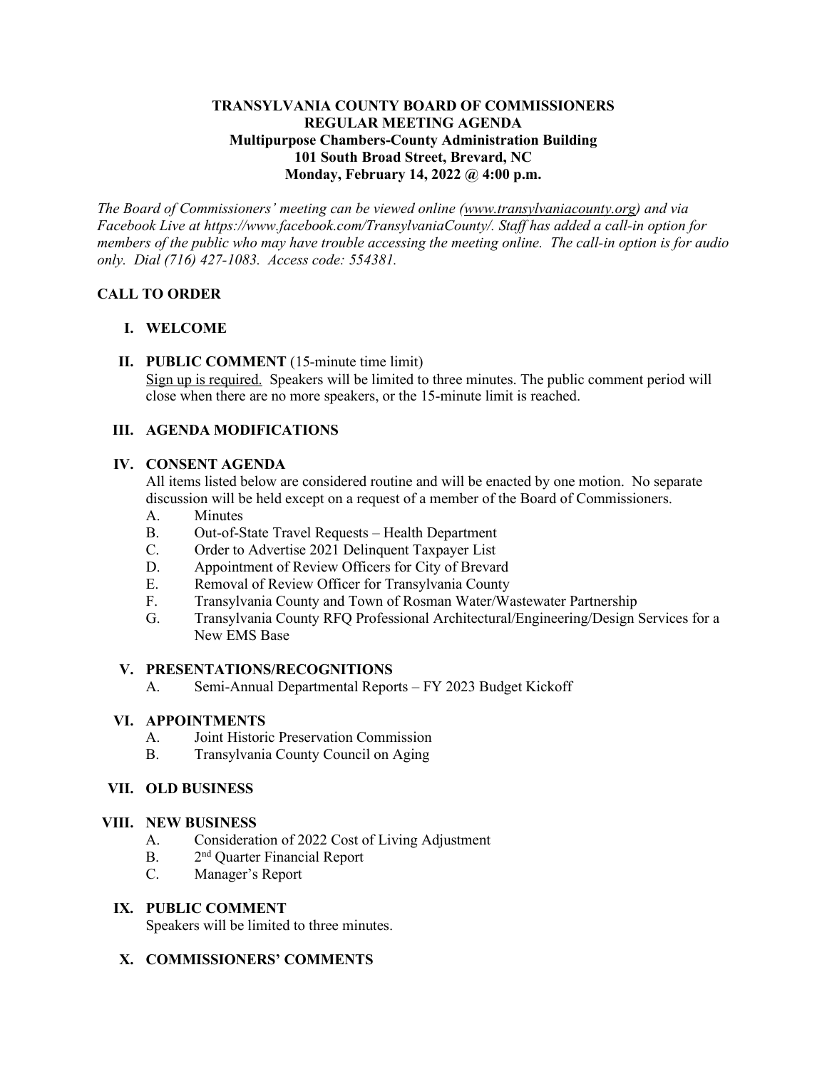**TRANSYLVANIA COUNTY BOARD OF COMMISSIONERS**
**REGULAR MEETING AGENDA**
**Multipurpose Chambers-County Administration Building**
**101 South Broad Street, Brevard, NC**
**Monday, February 14, 2022 @ 4:00 p.m.**

*The Board of Commissioners' meeting can be viewed online (www.transylvaniacounty.org) and via Facebook Live at https://www.facebook.com/TransylvaniaCounty/. Staff has added a call-in option for members of the public who may have trouble accessing the meeting online. The call-in option is for audio only. Dial (716) 427-1083. Access code: 554381.*

## CALL TO ORDER

### I. WELCOME

### II. PUBLIC COMMENT (15-minute time limit)

Sign up is required. Speakers will be limited to three minutes. The public comment period will close when there are no more speakers, or the 15-minute limit is reached.

### III. AGENDA MODIFICATIONS

### IV. CONSENT AGENDA

All items listed below are considered routine and will be enacted by one motion. No separate discussion will be held except on a request of a member of the Board of Commissioners.

- A. Minutes
- B. Out-of-State Travel Requests – Health Department
- C. Order to Advertise 2021 Delinquent Taxpayer List
- D. Appointment of Review Officers for City of Brevard
- E. Removal of Review Officer for Transylvania County
- F. Transylvania County and Town of Rosman Water/Wastewater Partnership
- G. Transylvania County RFQ Professional Architectural/Engineering/Design Services for a New EMS Base

### V. PRESENTATIONS/RECOGNITIONS

- A. Semi-Annual Departmental Reports – FY 2023 Budget Kickoff

### VI. APPOINTMENTS

- A. Joint Historic Preservation Commission
- B. Transylvania County Council on Aging

### VII. OLD BUSINESS

### VIII. NEW BUSINESS

- A. Consideration of 2022 Cost of Living Adjustment
- B. 2nd Quarter Financial Report
- C. Manager's Report

### IX. PUBLIC COMMENT

Speakers will be limited to three minutes.

### X. COMMISSIONERS' COMMENTS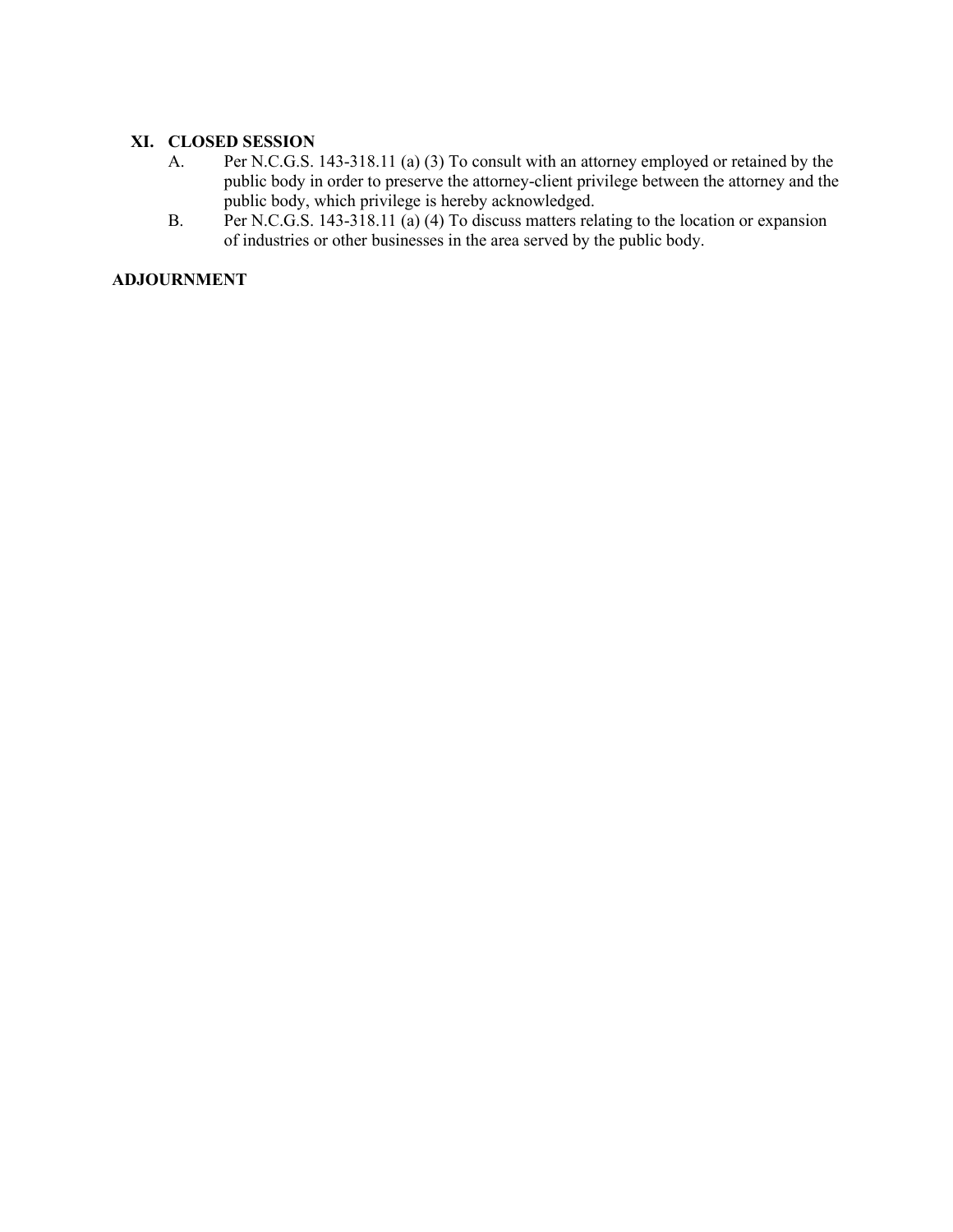## XI. CLOSED SESSION

A. Per N.C.G.S. 143-318.11 (a) (3) To consult with an attorney employed or retained by the public body in order to preserve the attorney-client privilege between the attorney and the public body, which privilege is hereby acknowledged.

B. Per N.C.G.S. 143-318.11 (a) (4) To discuss matters relating to the location or expansion of industries or other businesses in the area served by the public body.

## ADJOURNMENT